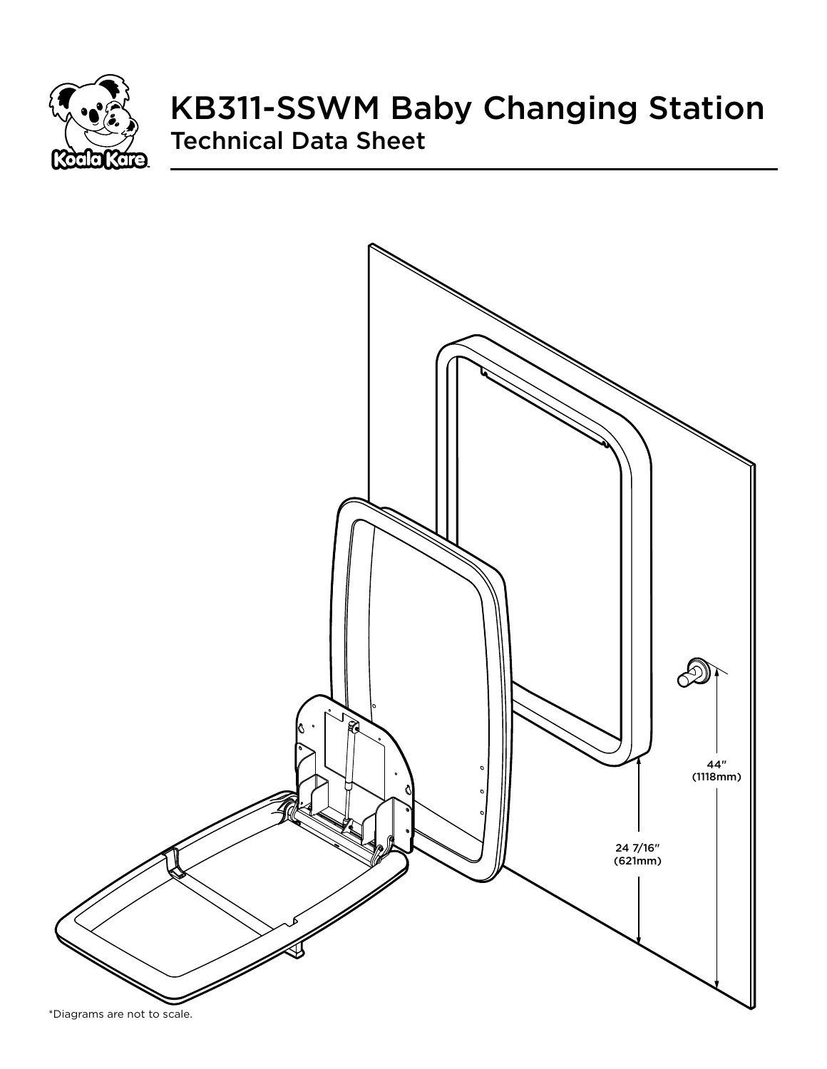# KB311-SSWM Baby Changing Station

## Technical Data Sheet

44″
(1118mm)

24 7/16″
(621mm)

*Diagrams are not to scale.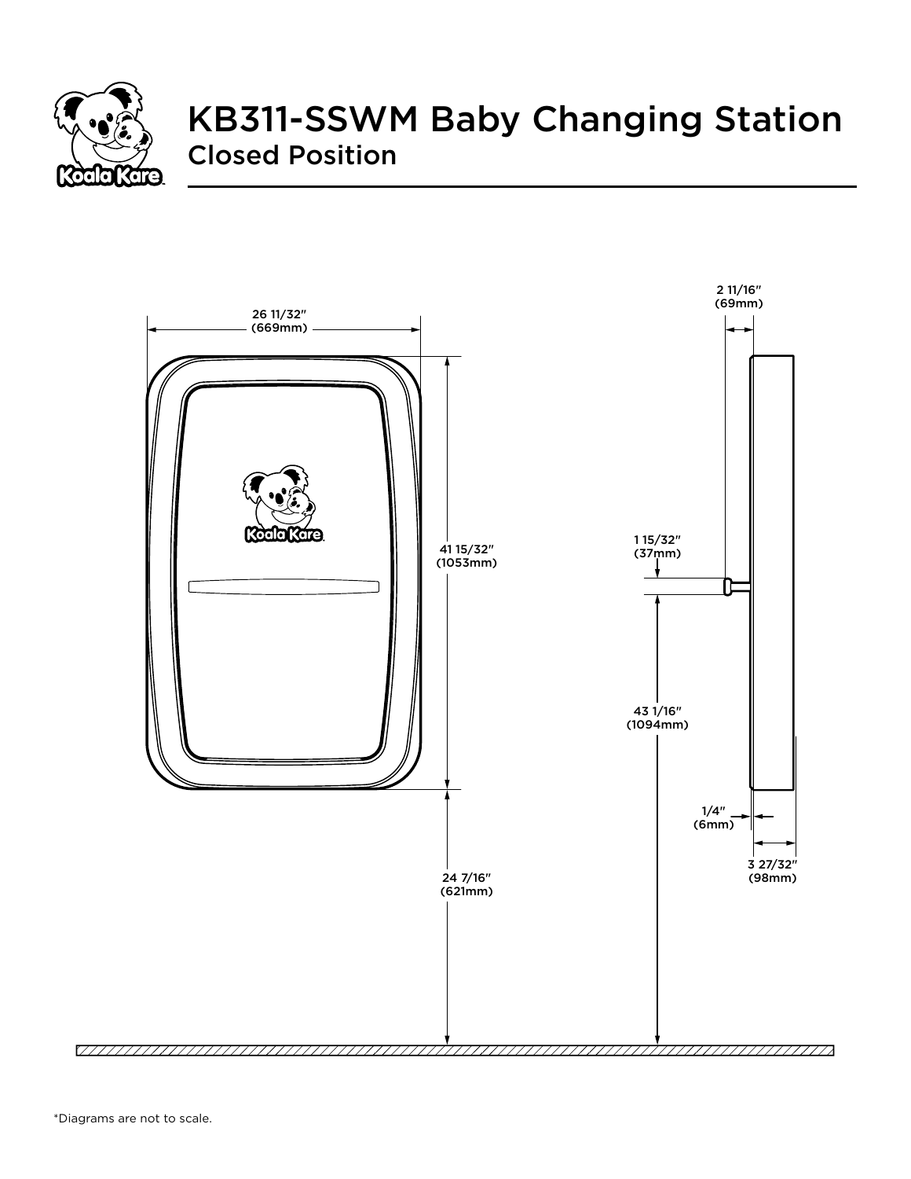# KB311-SSWM Baby Changing Station

## Closed Position

26 11/32″ (669mm)

41 15/32″ (1053mm)

24 7/16″ (621mm)

2 11/16″ (69mm)

1 15/32″ (37mm)

43 1/16″ (1094mm)

1/4″ (6mm)

3 27/32″ (98mm)

*Diagrams are not to scale.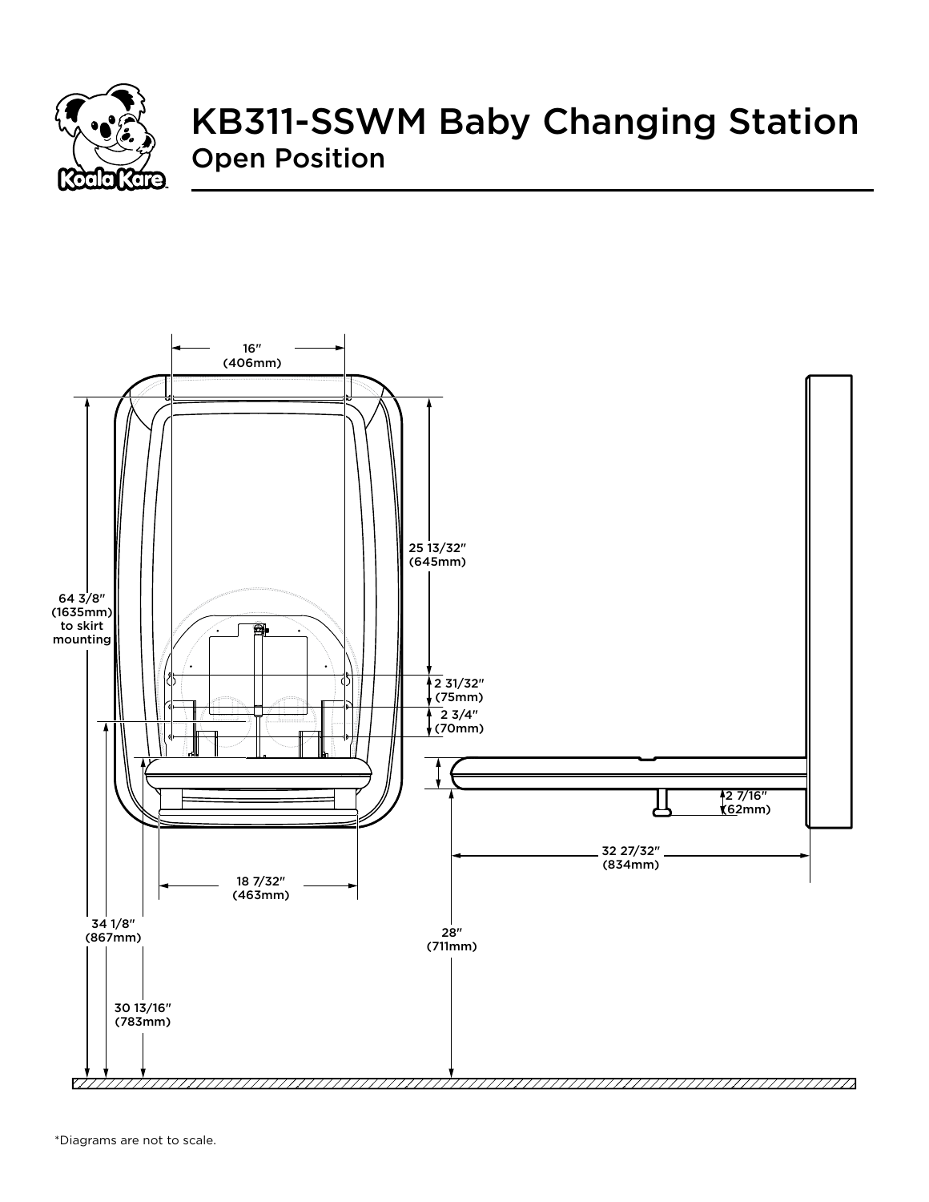# KB311-SSWM Baby Changing Station

## Open Position

16″ (406mm)

25 13/32″ (645mm)

64 3/8″ (1635mm) to skirt mounting

2 31/32″ (75mm)

2 3/4″ (70mm)

2 7/16″ (62mm)

32 27/32″ (834mm)

18 7/32″ (463mm)

34 1/8″ (867mm)

28″ (711mm)

30 13/16″ (783mm)

*Diagrams are not to scale.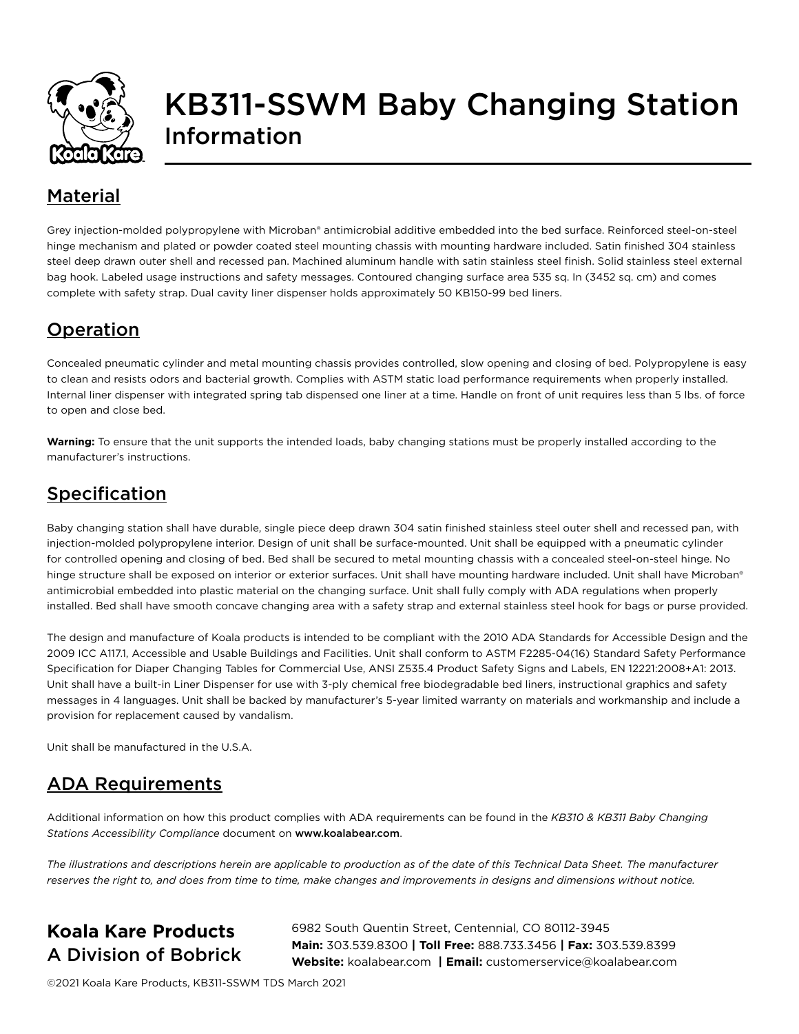// Koala Kare logo omitted: no image detected

# KB311-SSWM Baby Changing Station

## Information

## Material

Grey injection-molded polypropylene with Microban® antimicrobial additive embedded into the bed surface. Reinforced steel-on-steel hinge mechanism and plated or powder coated steel mounting chassis with mounting hardware included. Satin finished 304 stainless steel deep drawn outer shell and recessed pan. Machined aluminum handle with satin stainless steel finish. Solid stainless steel external bag hook. Labeled usage instructions and safety messages. Contoured changing surface area 535 sq. In (3452 sq. cm) and comes complete with safety strap. Dual cavity liner dispenser holds approximately 50 KB150-99 bed liners.

## Operation

Concealed pneumatic cylinder and metal mounting chassis provides controlled, slow opening and closing of bed. Polypropylene is easy to clean and resists odors and bacterial growth. Complies with ASTM static load performance requirements when properly installed. Internal liner dispenser with integrated spring tab dispensed one liner at a time. Handle on front of unit requires less than 5 lbs. of force to open and close bed.

**Warning:** To ensure that the unit supports the intended loads, baby changing stations must be properly installed according to the manufacturer's instructions.

## Specification

Baby changing station shall have durable, single piece deep drawn 304 satin finished stainless steel outer shell and recessed pan, with injection-molded polypropylene interior. Design of unit shall be surface-mounted. Unit shall be equipped with a pneumatic cylinder for controlled opening and closing of bed. Bed shall be secured to metal mounting chassis with a concealed steel-on-steel hinge. No hinge structure shall be exposed on interior or exterior surfaces. Unit shall have mounting hardware included. Unit shall have Microban® antimicrobial embedded into plastic material on the changing surface. Unit shall fully comply with ADA regulations when properly installed. Bed shall have smooth concave changing area with a safety strap and external stainless steel hook for bags or purse provided.

The design and manufacture of Koala products is intended to be compliant with the 2010 ADA Standards for Accessible Design and the 2009 ICC A117.1, Accessible and Usable Buildings and Facilities. Unit shall conform to ASTM F2285-04(16) Standard Safety Performance Specification for Diaper Changing Tables for Commercial Use, ANSI Z535.4 Product Safety Signs and Labels, EN 12221:2008+A1: 2013. Unit shall have a built-in Liner Dispenser for use with 3-ply chemical free biodegradable bed liners, instructional graphics and safety messages in 4 languages. Unit shall be backed by manufacturer's 5-year limited warranty on materials and workmanship and include a provision for replacement caused by vandalism.

Unit shall be manufactured in the U.S.A.

## ADA Requirements

Additional information on how this product complies with ADA requirements can be found in the *KB310 & KB311 Baby Changing Stations Accessibility Compliance* document on **www.koalabear.com**.

*The illustrations and descriptions herein are applicable to production as of the date of this Technical Data Sheet. The manufacturer reserves the right to, and does from time to time, make changes and improvements in designs and dimensions without notice.*

**Koala Kare Products**
**A Division of Bobrick**

6982 South Quentin Street, Centennial, CO 80112-3945
**Main:** 303.539.8300 **| Toll Free:** 888.733.3456 **| Fax:** 303.539.8399
**Website:** koalabear.com **| Email:** customerservice@koalabear.com

©2021 Koala Kare Products, KB311-SSWM TDS March 2021